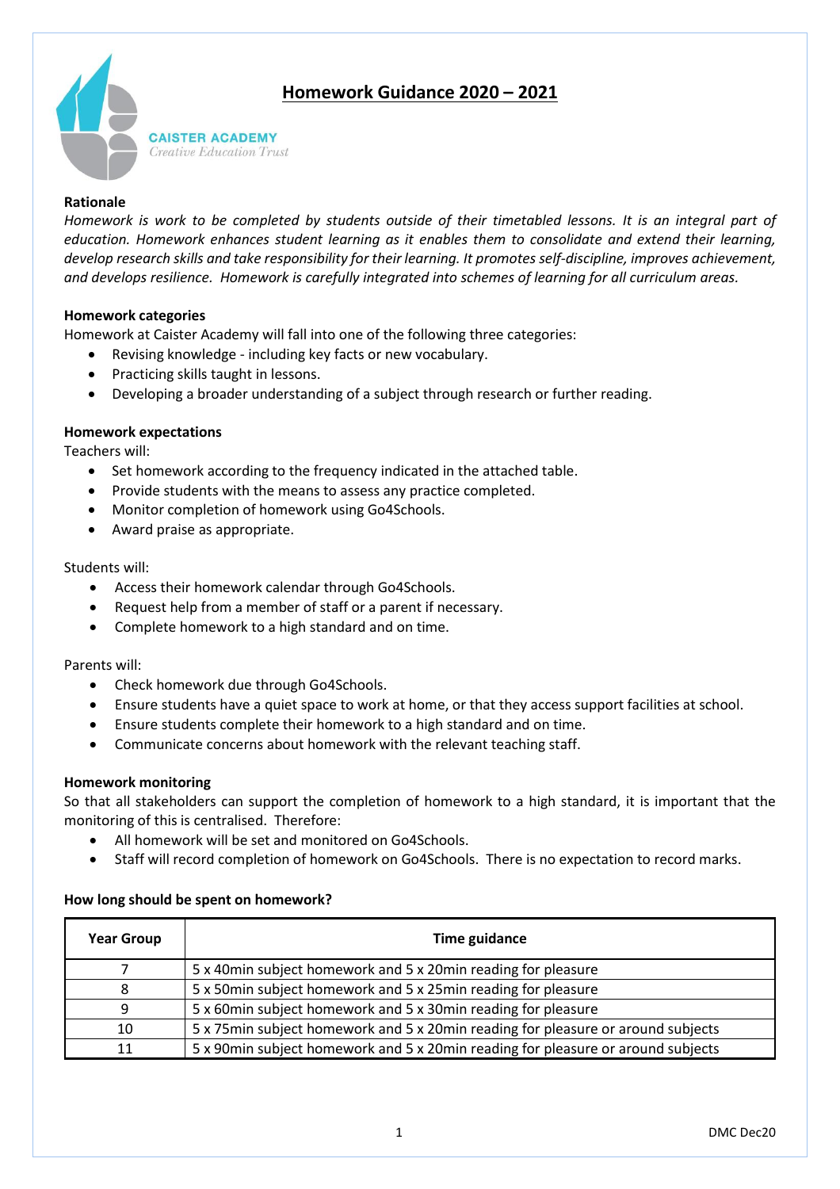# Homework Guidance 2020 – 2021

CAISTER ACADEMY
*Creative Education Trust*

**Rationale**

*Homework is work to be completed by students outside of their timetabled lessons. It is an integral part of education. Homework enhances student learning as it enables them to consolidate and extend their learning, develop research skills and take responsibility for their learning. It promotes self-discipline, improves achievement, and develops resilience. Homework is carefully integrated into schemes of learning for all curriculum areas.*

**Homework categories**

Homework at Caister Academy will fall into one of the following three categories:

- Revising knowledge - including key facts or new vocabulary.
- Practicing skills taught in lessons.
- Developing a broader understanding of a subject through research or further reading.

**Homework expectations**

Teachers will:

- Set homework according to the frequency indicated in the attached table.
- Provide students with the means to assess any practice completed.
- Monitor completion of homework using Go4Schools.
- Award praise as appropriate.

Students will:

- Access their homework calendar through Go4Schools.
- Request help from a member of staff or a parent if necessary.
- Complete homework to a high standard and on time.

Parents will:

- Check homework due through Go4Schools.
- Ensure students have a quiet space to work at home, or that they access support facilities at school.
- Ensure students complete their homework to a high standard and on time.
- Communicate concerns about homework with the relevant teaching staff.

**Homework monitoring**

So that all stakeholders can support the completion of homework to a high standard, it is important that the monitoring of this is centralised. Therefore:

- All homework will be set and monitored on Go4Schools.
- Staff will record completion of homework on Go4Schools. There is no expectation to record marks.

**How long should be spent on homework?**

| Year Group | Time guidance |
|---|---|
| 7 | 5 x 40min subject homework and 5 x 20min reading for pleasure |
| 8 | 5 x 50min subject homework and 5 x 25min reading for pleasure |
| 9 | 5 x 60min subject homework and 5 x 30min reading for pleasure |
| 10 | 5 x 75min subject homework and 5 x 20min reading for pleasure or around subjects |
| 11 | 5 x 90min subject homework and 5 x 20min reading for pleasure or around subjects |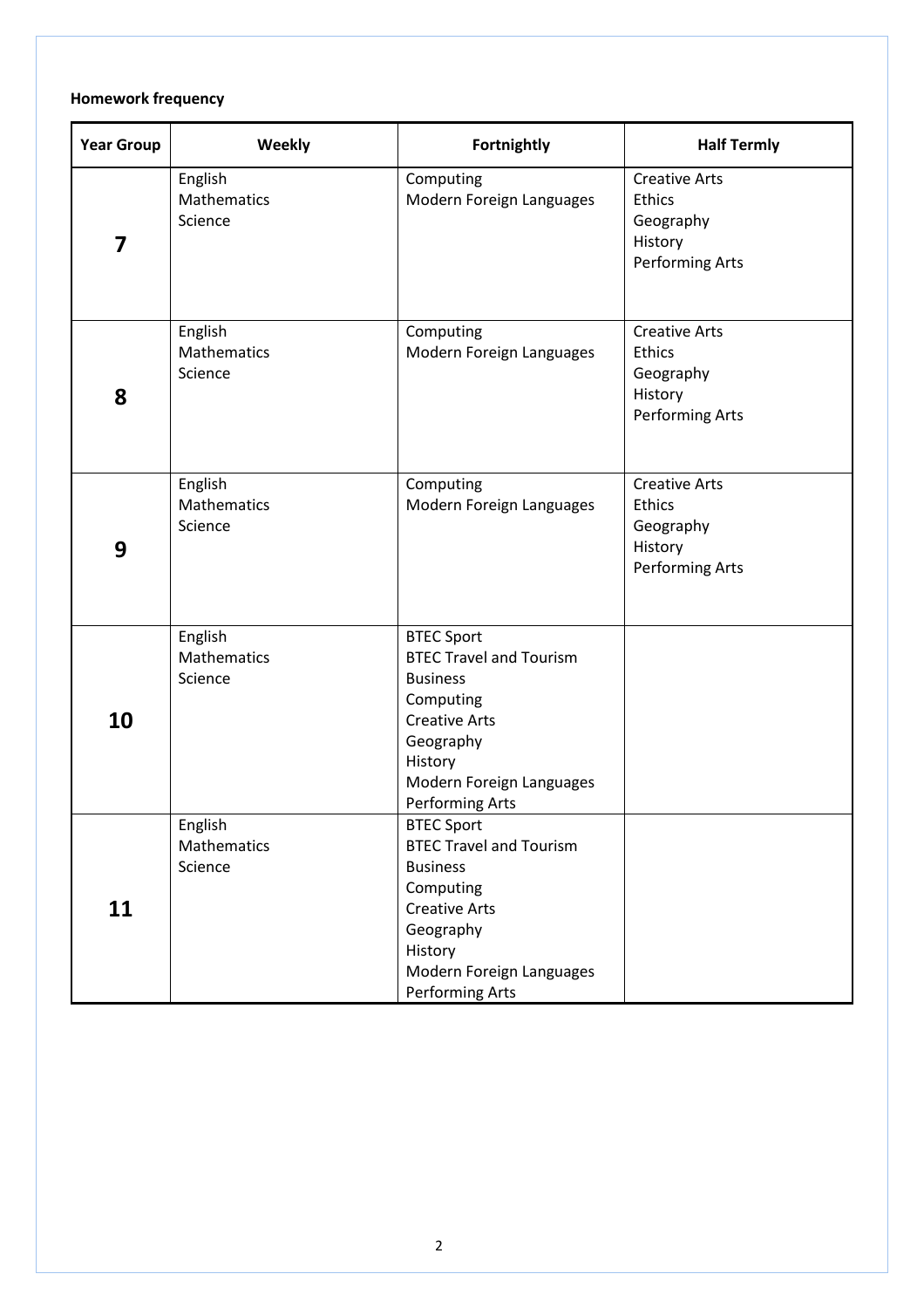**Homework frequency**

| Year Group | Weekly | Fortnightly | Half Termly |
|---|---|---|---|
| **7** | English<br>Mathematics<br>Science | Computing<br>Modern Foreign Languages | Creative Arts<br>Ethics<br>Geography<br>History<br>Performing Arts |
| **8** | English<br>Mathematics<br>Science | Computing<br>Modern Foreign Languages | Creative Arts<br>Ethics<br>Geography<br>History<br>Performing Arts |
| **9** | English<br>Mathematics<br>Science | Computing<br>Modern Foreign Languages | Creative Arts<br>Ethics<br>Geography<br>History<br>Performing Arts |
| **10** | English<br>Mathematics<br>Science | BTEC Sport<br>BTEC Travel and Tourism<br>Business<br>Computing<br>Creative Arts<br>Geography<br>History<br>Modern Foreign Languages<br>Performing Arts | |
| **11** | English<br>Mathematics<br>Science | BTEC Sport<br>BTEC Travel and Tourism<br>Business<br>Computing<br>Creative Arts<br>Geography<br>History<br>Modern Foreign Languages<br>Performing Arts | |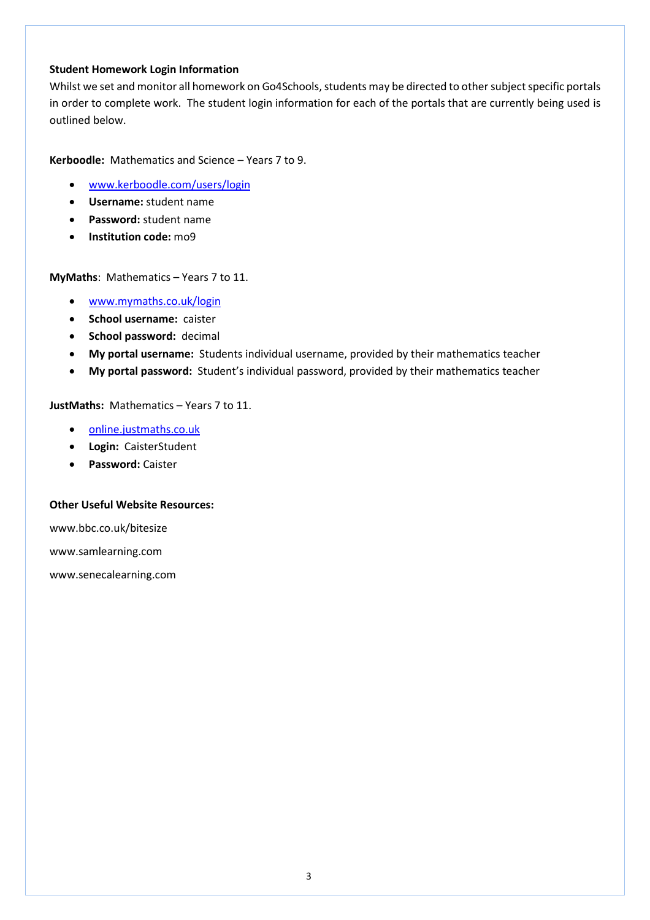**Student Homework Login Information**

Whilst we set and monitor all homework on Go4Schools, students may be directed to other subject specific portals in order to complete work. The student login information for each of the portals that are currently being used is outlined below.

**Kerboodle:** Mathematics and Science – Years 7 to 9.

- www.kerboodle.com/users/login
- **Username:** student name
- **Password:** student name
- **Institution code:** mo9

**MyMaths**: Mathematics – Years 7 to 11.

- www.mymaths.co.uk/login
- **School username:** caister
- **School password:** decimal
- **My portal username:** Students individual username, provided by their mathematics teacher
- **My portal password:** Student's individual password, provided by their mathematics teacher

**JustMaths:** Mathematics – Years 7 to 11.

- online.justmaths.co.uk
- **Login:** CaisterStudent
- **Password:** Caister

**Other Useful Website Resources:**

www.bbc.co.uk/bitesize

www.samlearning.com

www.senecalearning.com